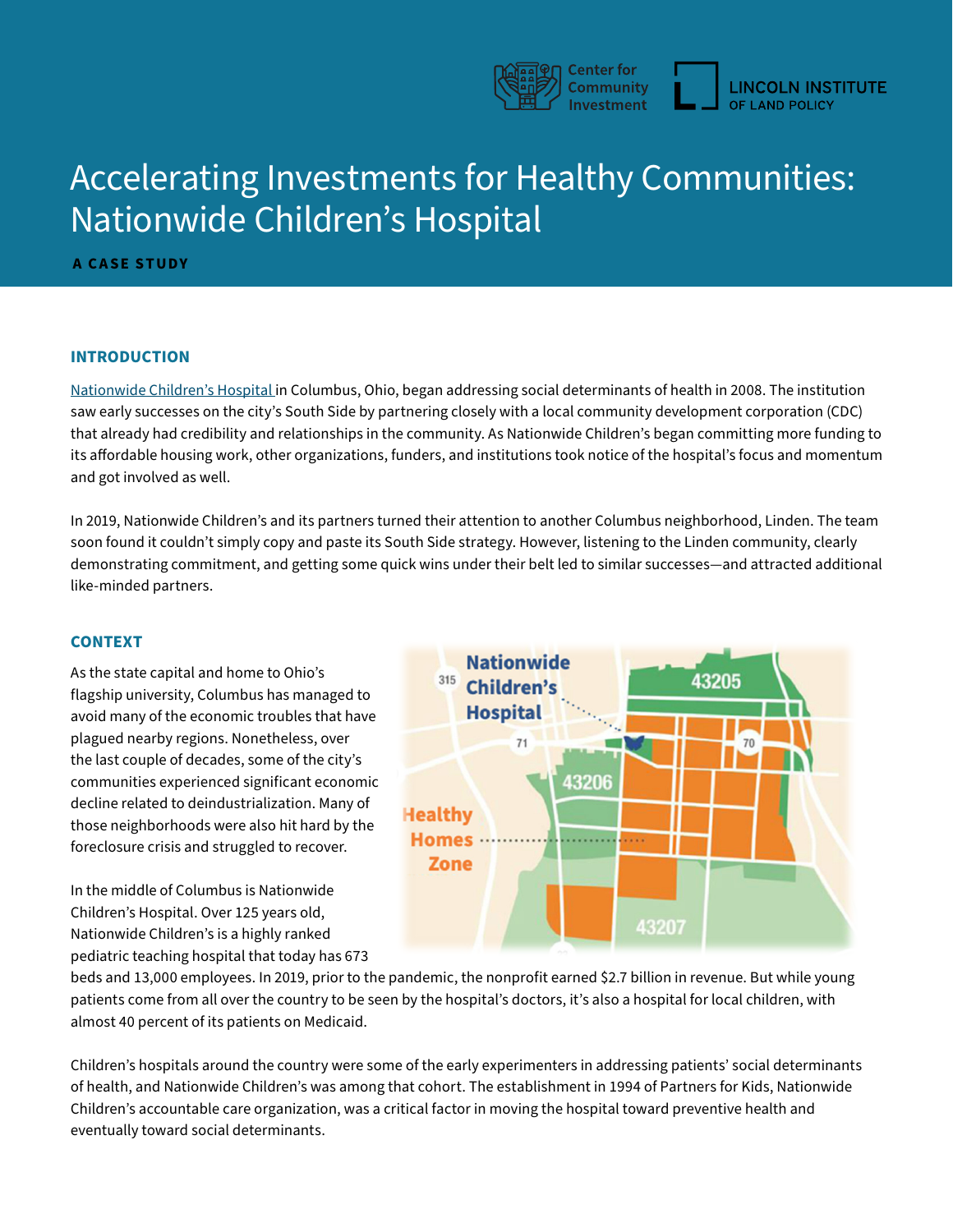Center for Community Investment | LINCOLN INSTITUTE OF LAND POLICY

# Accelerating Investments for Healthy Communities: Nationwide Children's Hospital

**A CASE STUDY**

## INTRODUCTION

Nationwide Children's Hospital in Columbus, Ohio, began addressing social determinants of health in 2008. The institution saw early successes on the city's South Side by partnering closely with a local community development corporation (CDC) that already had credibility and relationships in the community. As Nationwide Children's began committing more funding to its affordable housing work, other organizations, funders, and institutions took notice of the hospital's focus and momentum and got involved as well.

In 2019, Nationwide Children's and its partners turned their attention to another Columbus neighborhood, Linden. The team soon found it couldn't simply copy and paste its South Side strategy. However, listening to the Linden community, clearly demonstrating commitment, and getting some quick wins under their belt led to similar successes—and attracted additional like-minded partners.

## CONTEXT

As the state capital and home to Ohio's flagship university, Columbus has managed to avoid many of the economic troubles that have plagued nearby regions. Nonetheless, over the last couple of decades, some of the city's communities experienced significant economic decline related to deindustrialization. Many of those neighborhoods were also hit hard by the foreclosure crisis and struggled to recover.

In the middle of Columbus is Nationwide Children's Hospital. Over 125 years old, Nationwide Children's is a highly ranked pediatric teaching hospital that today has 673 beds and 13,000 employees. In 2019, prior to the pandemic, the nonprofit earned $2.7 billion in revenue. But while young patients come from all over the country to be seen by the hospital's doctors, it's also a hospital for local children, with almost 40 percent of its patients on Medicaid.

Children's hospitals around the country were some of the early experimenters in addressing patients' social determinants of health, and Nationwide Children's was among that cohort. The establishment in 1994 of Partners for Kids, Nationwide Children's accountable care organization, was a critical factor in moving the hospital toward preventive health and eventually toward social determinants.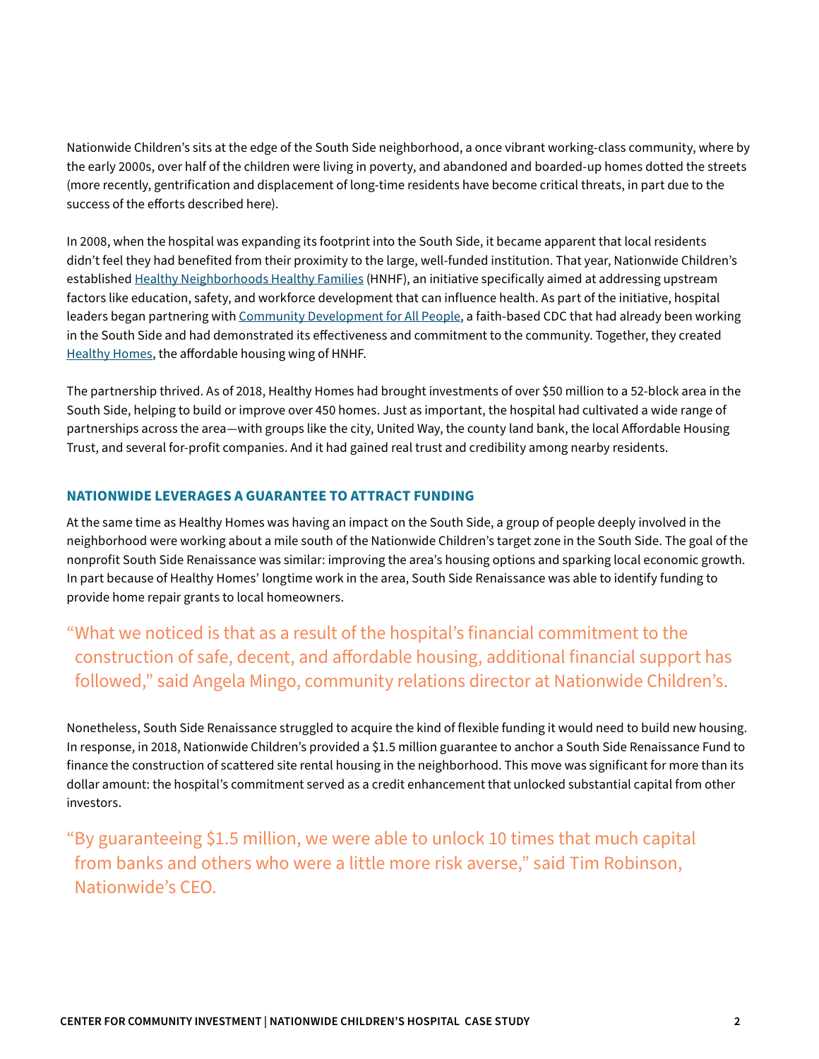Nationwide Children's sits at the edge of the South Side neighborhood, a once vibrant working-class community, where by the early 2000s, over half of the children were living in poverty, and abandoned and boarded-up homes dotted the streets (more recently, gentrification and displacement of long-time residents have become critical threats, in part due to the success of the efforts described here).

In 2008, when the hospital was expanding its footprint into the South Side, it became apparent that local residents didn't feel they had benefited from their proximity to the large, well-funded institution. That year, Nationwide Children's established Healthy Neighborhoods Healthy Families (HNHF), an initiative specifically aimed at addressing upstream factors like education, safety, and workforce development that can influence health. As part of the initiative, hospital leaders began partnering with Community Development for All People, a faith-based CDC that had already been working in the South Side and had demonstrated its effectiveness and commitment to the community. Together, they created Healthy Homes, the affordable housing wing of HNHF.

The partnership thrived. As of 2018, Healthy Homes had brought investments of over $50 million to a 52-block area in the South Side, helping to build or improve over 450 homes. Just as important, the hospital had cultivated a wide range of partnerships across the area—with groups like the city, United Way, the county land bank, the local Affordable Housing Trust, and several for-profit companies. And it had gained real trust and credibility among nearby residents.

## NATIONWIDE LEVERAGES A GUARANTEE TO ATTRACT FUNDING

At the same time as Healthy Homes was having an impact on the South Side, a group of people deeply involved in the neighborhood were working about a mile south of the Nationwide Children's target zone in the South Side. The goal of the nonprofit South Side Renaissance was similar: improving the area's housing options and sparking local economic growth. In part because of Healthy Homes' longtime work in the area, South Side Renaissance was able to identify funding to provide home repair grants to local homeowners.

> "What we noticed is that as a result of the hospital's financial commitment to the construction of safe, decent, and affordable housing, additional financial support has followed," said Angela Mingo, community relations director at Nationwide Children's.

Nonetheless, South Side Renaissance struggled to acquire the kind of flexible funding it would need to build new housing. In response, in 2018, Nationwide Children's provided a $1.5 million guarantee to anchor a South Side Renaissance Fund to finance the construction of scattered site rental housing in the neighborhood. This move was significant for more than its dollar amount: the hospital's commitment served as a credit enhancement that unlocked substantial capital from other investors.

> "By guaranteeing $1.5 million, we were able to unlock 10 times that much capital from banks and others who were a little more risk averse," said Tim Robinson, Nationwide's CEO.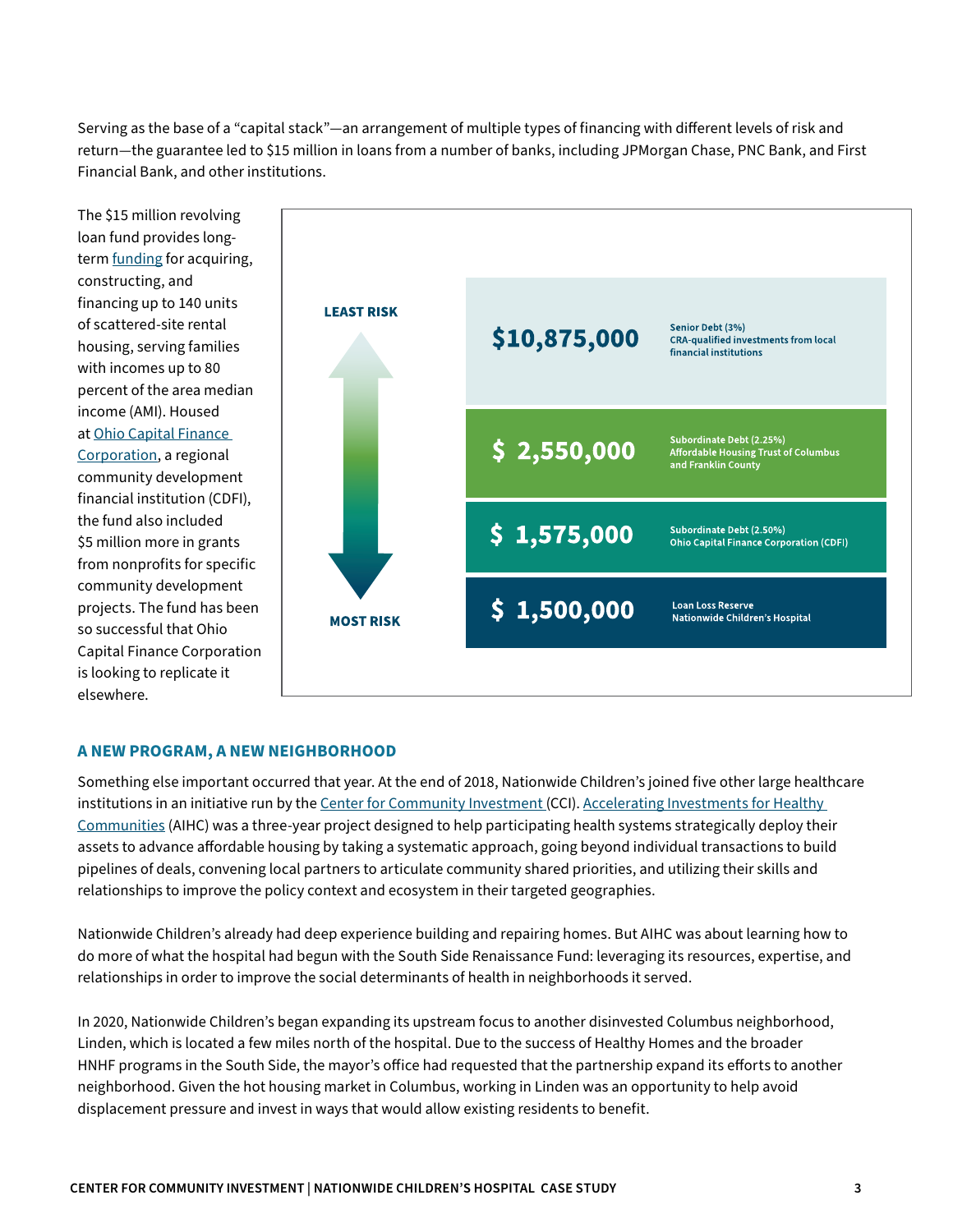Serving as the base of a "capital stack"—an arrangement of multiple types of financing with different levels of risk and return—the guarantee led to $15 million in loans from a number of banks, including JPMorgan Chase, PNC Bank, and First Financial Bank, and other institutions.

The $15 million revolving loan fund provides long-term [funding](#) for acquiring, constructing, and financing up to 140 units of scattered-site rental housing, serving families with incomes up to 80 percent of the area median income (AMI). Housed at [Ohio Capital Finance Corporation](#), a regional community development financial institution (CDFI), the fund also included $5 million more in grants from nonprofits for specific community development projects. The fund has been so successful that Ohio Capital Finance Corporation is looking to replicate it elsewhere.

| Risk | Amount | Source |
|---|---|---|
| LEAST RISK | $10,875,000 | Senior Debt (3%) CRA-qualified investments from local financial institutions |
| | $ 2,550,000 | Subordinate Debt (2.25%) Affordable Housing Trust of Columbus and Franklin County |
| | $ 1,575,000 | Subordinate Debt (2.50%) Ohio Capital Finance Corporation (CDFI) |
| MOST RISK | $ 1,500,000 | Loan Loss Reserve Nationwide Children's Hospital |

## A NEW PROGRAM, A NEW NEIGHBORHOOD

Something else important occurred that year. At the end of 2018, Nationwide Children's joined five other large healthcare institutions in an initiative run by the [Center for Community Investment](#) (CCI). [Accelerating Investments for Healthy Communities](#) (AIHC) was a three-year project designed to help participating health systems strategically deploy their assets to advance affordable housing by taking a systematic approach, going beyond individual transactions to build pipelines of deals, convening local partners to articulate community shared priorities, and utilizing their skills and relationships to improve the policy context and ecosystem in their targeted geographies.

Nationwide Children's already had deep experience building and repairing homes. But AIHC was about learning how to do more of what the hospital had begun with the South Side Renaissance Fund: leveraging its resources, expertise, and relationships in order to improve the social determinants of health in neighborhoods it served.

In 2020, Nationwide Children's began expanding its upstream focus to another disinvested Columbus neighborhood, Linden, which is located a few miles north of the hospital. Due to the success of Healthy Homes and the broader HNHF programs in the South Side, the mayor's office had requested that the partnership expand its efforts to another neighborhood. Given the hot housing market in Columbus, working in Linden was an opportunity to help avoid displacement pressure and invest in ways that would allow existing residents to benefit.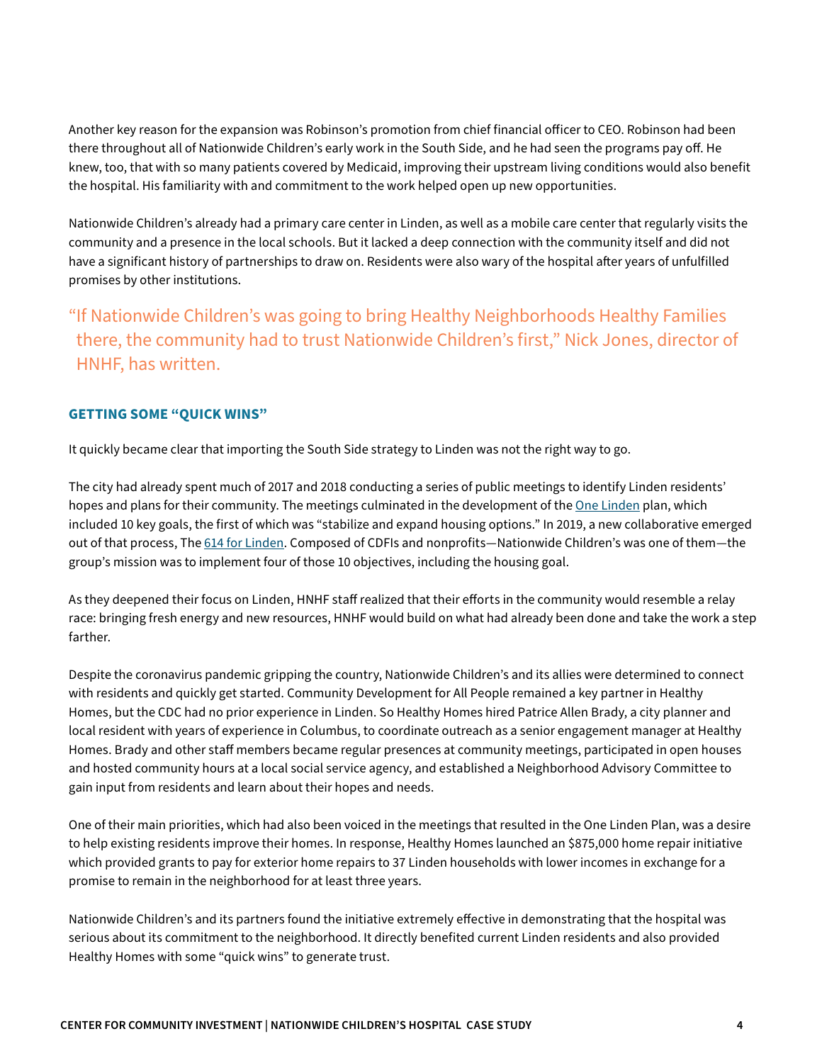Another key reason for the expansion was Robinson's promotion from chief financial officer to CEO. Robinson had been there throughout all of Nationwide Children's early work in the South Side, and he had seen the programs pay off. He knew, too, that with so many patients covered by Medicaid, improving their upstream living conditions would also benefit the hospital. His familiarity with and commitment to the work helped open up new opportunities.

Nationwide Children's already had a primary care center in Linden, as well as a mobile care center that regularly visits the community and a presence in the local schools. But it lacked a deep connection with the community itself and did not have a significant history of partnerships to draw on. Residents were also wary of the hospital after years of unfulfilled promises by other institutions.

> "If Nationwide Children's was going to bring Healthy Neighborhoods Healthy Families there, the community had to trust Nationwide Children's first," Nick Jones, director of HNHF, has written.

### GETTING SOME "QUICK WINS"

It quickly became clear that importing the South Side strategy to Linden was not the right way to go.

The city had already spent much of 2017 and 2018 conducting a series of public meetings to identify Linden residents' hopes and plans for their community. The meetings culminated in the development of the One Linden plan, which included 10 key goals, the first of which was "stabilize and expand housing options." In 2019, a new collaborative emerged out of that process, The 614 for Linden. Composed of CDFIs and nonprofits—Nationwide Children's was one of them—the group's mission was to implement four of those 10 objectives, including the housing goal.

As they deepened their focus on Linden, HNHF staff realized that their efforts in the community would resemble a relay race: bringing fresh energy and new resources, HNHF would build on what had already been done and take the work a step farther.

Despite the coronavirus pandemic gripping the country, Nationwide Children's and its allies were determined to connect with residents and quickly get started. Community Development for All People remained a key partner in Healthy Homes, but the CDC had no prior experience in Linden. So Healthy Homes hired Patrice Allen Brady, a city planner and local resident with years of experience in Columbus, to coordinate outreach as a senior engagement manager at Healthy Homes. Brady and other staff members became regular presences at community meetings, participated in open houses and hosted community hours at a local social service agency, and established a Neighborhood Advisory Committee to gain input from residents and learn about their hopes and needs.

One of their main priorities, which had also been voiced in the meetings that resulted in the One Linden Plan, was a desire to help existing residents improve their homes. In response, Healthy Homes launched an $875,000 home repair initiative which provided grants to pay for exterior home repairs to 37 Linden households with lower incomes in exchange for a promise to remain in the neighborhood for at least three years.

Nationwide Children's and its partners found the initiative extremely effective in demonstrating that the hospital was serious about its commitment to the neighborhood. It directly benefited current Linden residents and also provided Healthy Homes with some "quick wins" to generate trust.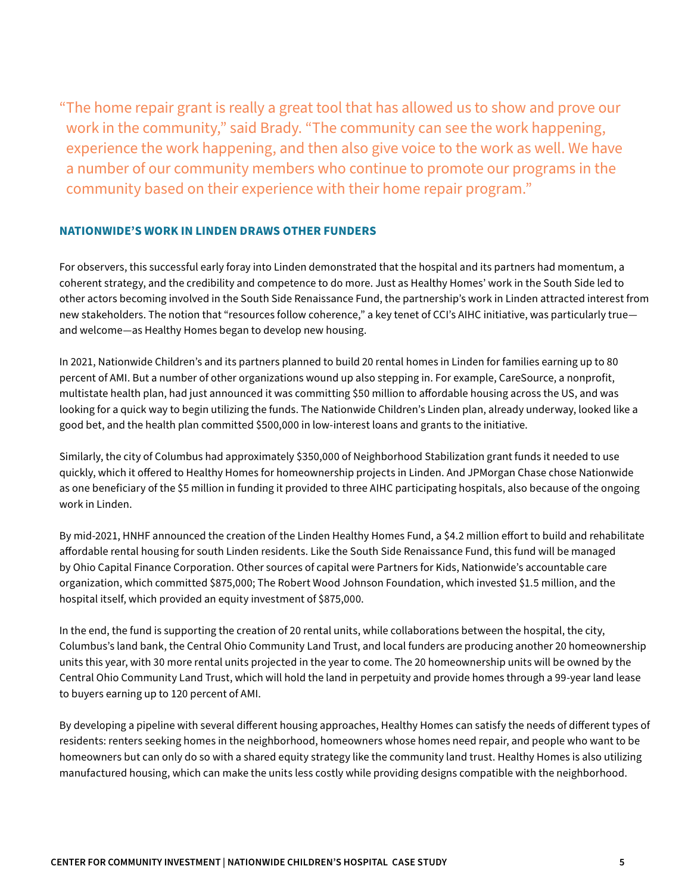> "The home repair grant is really a great tool that has allowed us to show and prove our work in the community," said Brady. "The community can see the work happening, experience the work happening, and then also give voice to the work as well. We have a number of our community members who continue to promote our programs in the community based on their experience with their home repair program."

## NATIONWIDE'S WORK IN LINDEN DRAWS OTHER FUNDERS

For observers, this successful early foray into Linden demonstrated that the hospital and its partners had momentum, a coherent strategy, and the credibility and competence to do more. Just as Healthy Homes' work in the South Side led to other actors becoming involved in the South Side Renaissance Fund, the partnership's work in Linden attracted interest from new stakeholders. The notion that "resources follow coherence," a key tenet of CCI's AIHC initiative, was particularly true—and welcome—as Healthy Homes began to develop new housing.

In 2021, Nationwide Children's and its partners planned to build 20 rental homes in Linden for families earning up to 80 percent of AMI. But a number of other organizations wound up also stepping in. For example, CareSource, a nonprofit, multistate health plan, had just announced it was committing $50 million to affordable housing across the US, and was looking for a quick way to begin utilizing the funds. The Nationwide Children's Linden plan, already underway, looked like a good bet, and the health plan committed $500,000 in low-interest loans and grants to the initiative.

Similarly, the city of Columbus had approximately $350,000 of Neighborhood Stabilization grant funds it needed to use quickly, which it offered to Healthy Homes for homeownership projects in Linden. And JPMorgan Chase chose Nationwide as one beneficiary of the $5 million in funding it provided to three AIHC participating hospitals, also because of the ongoing work in Linden.

By mid-2021, HNHF announced the creation of the Linden Healthy Homes Fund, a $4.2 million effort to build and rehabilitate affordable rental housing for south Linden residents. Like the South Side Renaissance Fund, this fund will be managed by Ohio Capital Finance Corporation. Other sources of capital were Partners for Kids, Nationwide's accountable care organization, which committed $875,000; The Robert Wood Johnson Foundation, which invested $1.5 million, and the hospital itself, which provided an equity investment of $875,000.

In the end, the fund is supporting the creation of 20 rental units, while collaborations between the hospital, the city, Columbus's land bank, the Central Ohio Community Land Trust, and local funders are producing another 20 homeownership units this year, with 30 more rental units projected in the year to come. The 20 homeownership units will be owned by the Central Ohio Community Land Trust, which will hold the land in perpetuity and provide homes through a 99-year land lease to buyers earning up to 120 percent of AMI.

By developing a pipeline with several different housing approaches, Healthy Homes can satisfy the needs of different types of residents: renters seeking homes in the neighborhood, homeowners whose homes need repair, and people who want to be homeowners but can only do so with a shared equity strategy like the community land trust. Healthy Homes is also utilizing manufactured housing, which can make the units less costly while providing designs compatible with the neighborhood.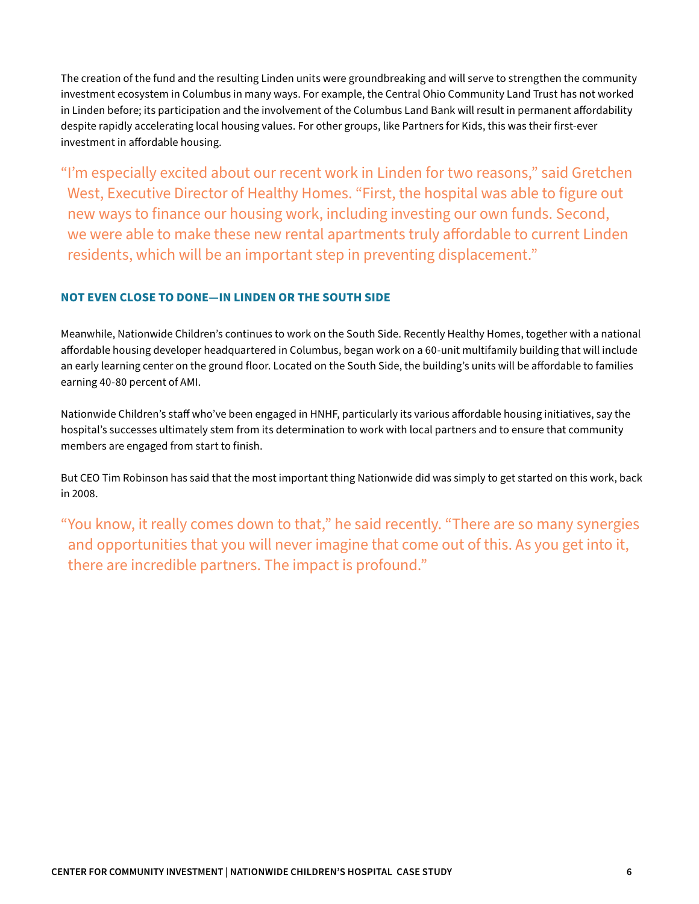The creation of the fund and the resulting Linden units were groundbreaking and will serve to strengthen the community investment ecosystem in Columbus in many ways. For example, the Central Ohio Community Land Trust has not worked in Linden before; its participation and the involvement of the Columbus Land Bank will result in permanent affordability despite rapidly accelerating local housing values. For other groups, like Partners for Kids, this was their first-ever investment in affordable housing.

> "I'm especially excited about our recent work in Linden for two reasons," said Gretchen West, Executive Director of Healthy Homes. "First, the hospital was able to figure out new ways to finance our housing work, including investing our own funds. Second, we were able to make these new rental apartments truly affordable to current Linden residents, which will be an important step in preventing displacement."

## NOT EVEN CLOSE TO DONE—IN LINDEN OR THE SOUTH SIDE

Meanwhile, Nationwide Children's continues to work on the South Side. Recently Healthy Homes, together with a national affordable housing developer headquartered in Columbus, began work on a 60-unit multifamily building that will include an early learning center on the ground floor. Located on the South Side, the building's units will be affordable to families earning 40-80 percent of AMI.

Nationwide Children's staff who've been engaged in HNHF, particularly its various affordable housing initiatives, say the hospital's successes ultimately stem from its determination to work with local partners and to ensure that community members are engaged from start to finish.

But CEO Tim Robinson has said that the most important thing Nationwide did was simply to get started on this work, back in 2008.

> "You know, it really comes down to that," he said recently. "There are so many synergies and opportunities that you will never imagine that come out of this. As you get into it, there are incredible partners. The impact is profound."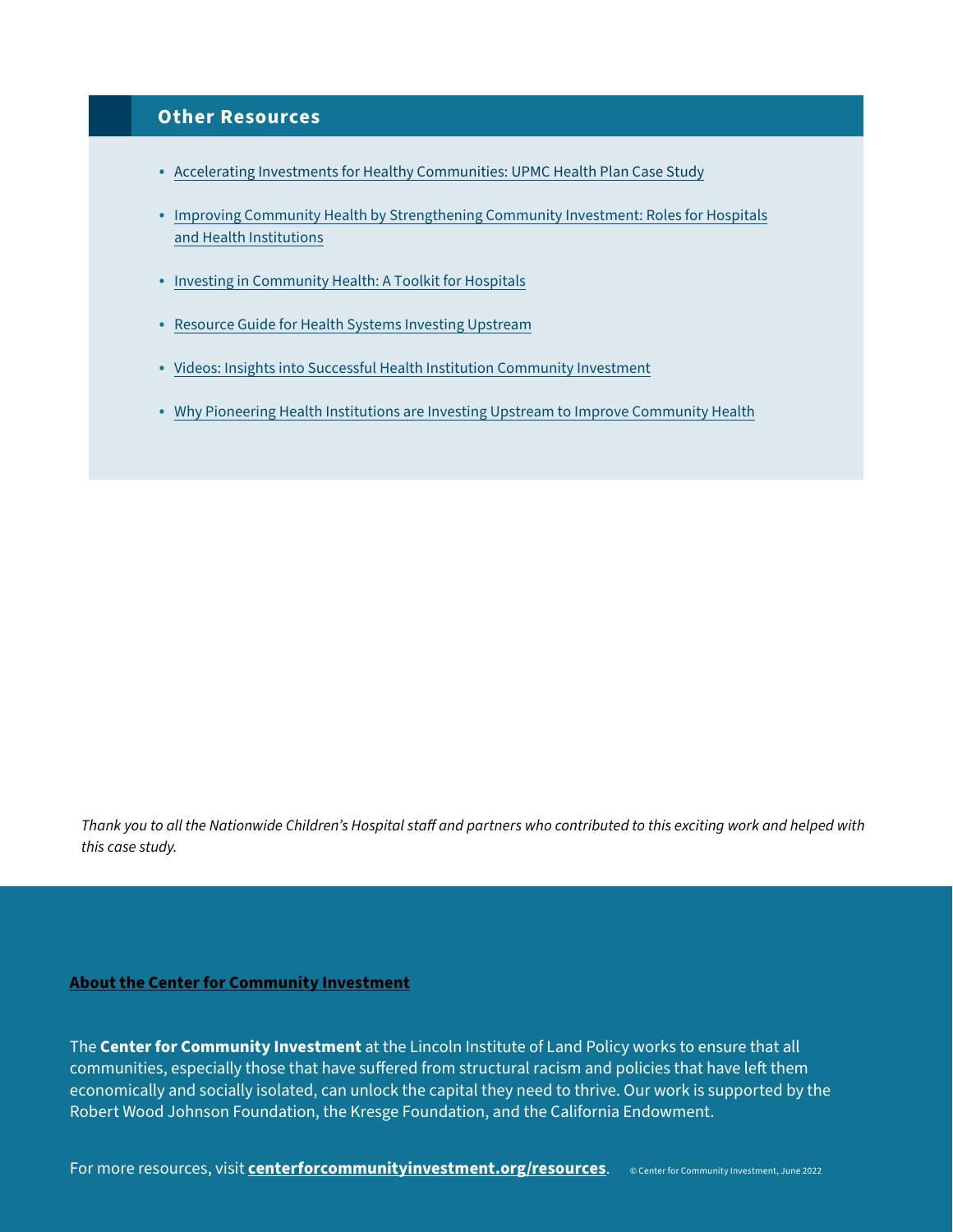## Other Resources

- Accelerating Investments for Healthy Communities: UPMC Health Plan Case Study
- Improving Community Health by Strengthening Community Investment: Roles for Hospitals and Health Institutions
- Investing in Community Health: A Toolkit for Hospitals
- Resource Guide for Health Systems Investing Upstream
- Videos: Insights into Successful Health Institution Community Investment
- Why Pioneering Health Institutions are Investing Upstream to Improve Community Health

*Thank you to all the Nationwide Children's Hospital staff and partners who contributed to this exciting work and helped with this case study.*

**About the Center for Community Investment**

The **Center for Community Investment** at the Lincoln Institute of Land Policy works to ensure that all communities, especially those that have suffered from structural racism and policies that have left them economically and socially isolated, can unlock the capital they need to thrive. Our work is supported by the Robert Wood Johnson Foundation, the Kresge Foundation, and the California Endowment.

For more resources, visit **centerforcommunityinvestment.org/resources**. © Center for Community Investment, June 2022